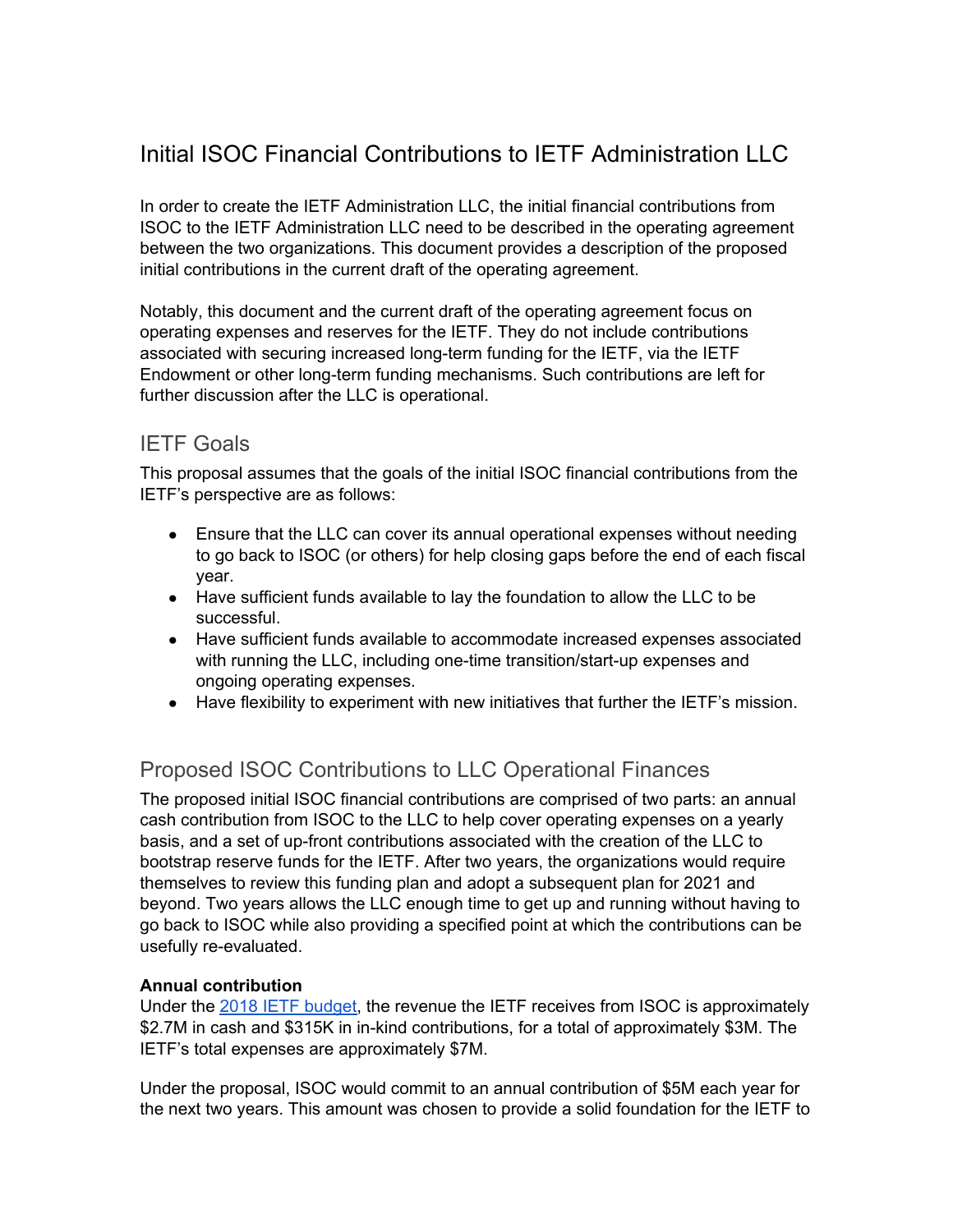# Initial ISOC Financial Contributions to IETF Administration LLC

In order to create the IETF Administration LLC, the initial financial contributions from ISOC to the IETF Administration LLC need to be described in the operating agreement between the two organizations. This document provides a description of the proposed initial contributions in the current draft of the operating agreement.

Notably, this document and the current draft of the operating agreement focus on operating expenses and reserves for the IETF. They do not include contributions associated with securing increased long-term funding for the IETF, via the IETF Endowment or other long-term funding mechanisms. Such contributions are left for further discussion after the LLC is operational.

## IETF Goals

This proposal assumes that the goals of the initial ISOC financial contributions from the IETF's perspective are as follows:

- Ensure that the LLC can cover its annual operational expenses without needing to go back to ISOC (or others) for help closing gaps before the end of each fiscal year.
- Have sufficient funds available to lay the foundation to allow the LLC to be successful.
- Have sufficient funds available to accommodate increased expenses associated with running the LLC, including one-time transition/start-up expenses and ongoing operating expenses.
- Have flexibility to experiment with new initiatives that further the IETF's mission.

## Proposed ISOC Contributions to LLC Operational Finances

The proposed initial ISOC financial contributions are comprised of two parts: an annual cash contribution from ISOC to the LLC to help cover operating expenses on a yearly basis, and a set of up-front contributions associated with the creation of the LLC to bootstrap reserve funds for the IETF. After two years, the organizations would require themselves to review this funding plan and adopt a subsequent plan for 2021 and beyond. Two years allows the LLC enough time to get up and running without having to go back to ISOC while also providing a specified point at which the contributions can be usefully re-evaluated.

**Annual contribution**

Under the [2018 IETF budget](), the revenue the IETF receives from ISOC is approximately $2.7M in cash and $315K in in-kind contributions, for a total of approximately $3M. The IETF's total expenses are approximately $7M.

Under the proposal, ISOC would commit to an annual contribution of $5M each year for the next two years. This amount was chosen to provide a solid foundation for the IETF to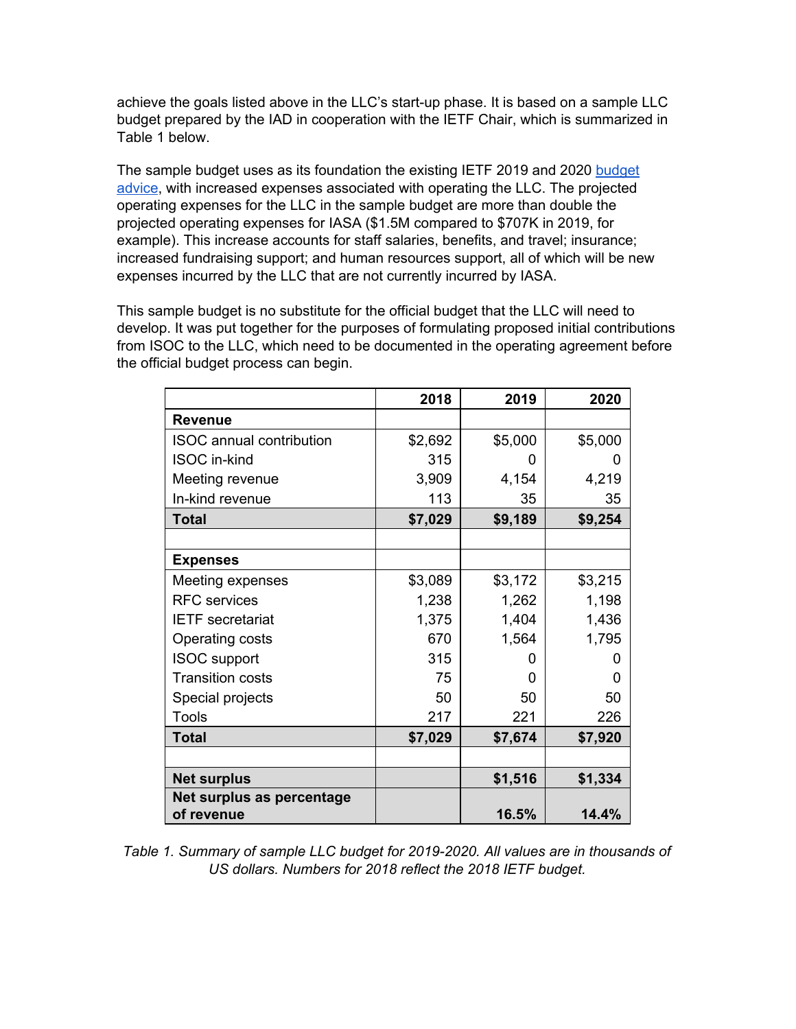achieve the goals listed above in the LLC's start-up phase. It is based on a sample LLC budget prepared by the IAD in cooperation with the IETF Chair, which is summarized in Table 1 below.

The sample budget uses as its foundation the existing IETF 2019 and 2020 budget advice, with increased expenses associated with operating the LLC. The projected operating expenses for the LLC in the sample budget are more than double the projected operating expenses for IASA ($1.5M compared to $707K in 2019, for example). This increase accounts for staff salaries, benefits, and travel; insurance; increased fundraising support; and human resources support, all of which will be new expenses incurred by the LLC that are not currently incurred by IASA.

This sample budget is no substitute for the official budget that the LLC will need to develop. It was put together for the purposes of formulating proposed initial contributions from ISOC to the LLC, which need to be documented in the operating agreement before the official budget process can begin.

| | 2018 | 2019 | 2020 |
|---|---|---|---|
| **Revenue** | | | |
| ISOC annual contribution | $2,692 | $5,000 | $5,000 |
| ISOC in-kind | 315 | 0 | 0 |
| Meeting revenue | 3,909 | 4,154 | 4,219 |
| In-kind revenue | 113 | 35 | 35 |
| **Total** | **$7,029** | **$9,189** | **$9,254** |
| | | | |
| **Expenses** | | | |
| Meeting expenses | $3,089 | $3,172 | $3,215 |
| RFC services | 1,238 | 1,262 | 1,198 |
| IETF secretariat | 1,375 | 1,404 | 1,436 |
| Operating costs | 670 | 1,564 | 1,795 |
| ISOC support | 315 | 0 | 0 |
| Transition costs | 75 | 0 | 0 |
| Special projects | 50 | 50 | 50 |
| Tools | 217 | 221 | 226 |
| **Total** | **$7,029** | **$7,674** | **$7,920** |
| | | | |
| **Net surplus** | | **$1,516** | **$1,334** |
| **Net surplus as percentage of revenue** | | **16.5%** | **14.4%** |

*Table 1. Summary of sample LLC budget for 2019-2020. All values are in thousands of US dollars. Numbers for 2018 reflect the 2018 IETF budget.*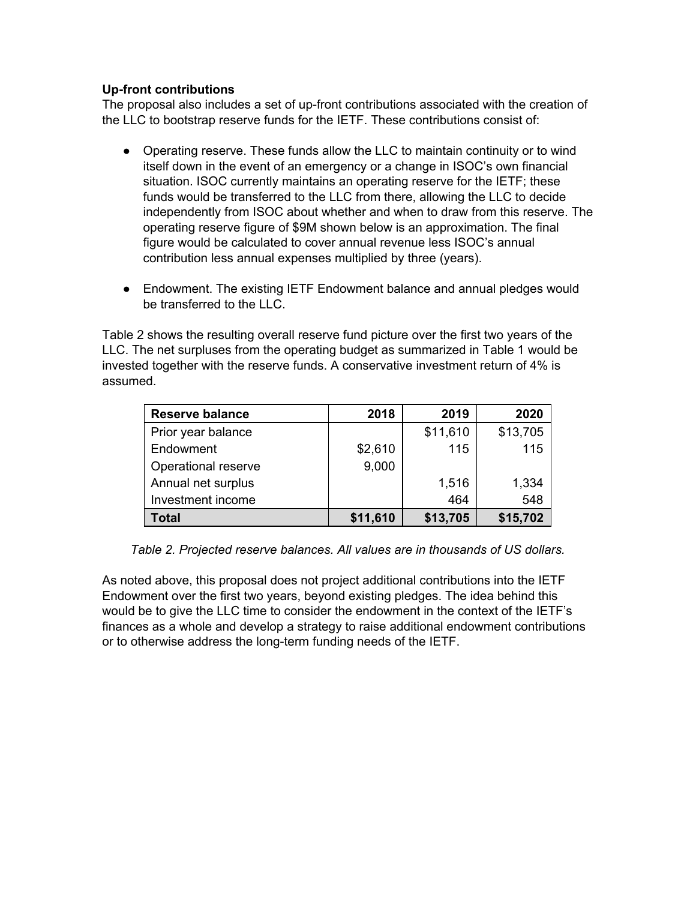**Up-front contributions**

The proposal also includes a set of up-front contributions associated with the creation of the LLC to bootstrap reserve funds for the IETF. These contributions consist of:

- Operating reserve. These funds allow the LLC to maintain continuity or to wind itself down in the event of an emergency or a change in ISOC's own financial situation. ISOC currently maintains an operating reserve for the IETF; these funds would be transferred to the LLC from there, allowing the LLC to decide independently from ISOC about whether and when to draw from this reserve. The operating reserve figure of $9M shown below is an approximation. The final figure would be calculated to cover annual revenue less ISOC's annual contribution less annual expenses multiplied by three (years).

- Endowment. The existing IETF Endowment balance and annual pledges would be transferred to the LLC.

Table 2 shows the resulting overall reserve fund picture over the first two years of the LLC. The net surpluses from the operating budget as summarized in Table 1 would be invested together with the reserve funds. A conservative investment return of 4% is assumed.

| Reserve balance | 2018 | 2019 | 2020 |
|---|---:|---:|---:|
| Prior year balance | | $11,610 | $13,705 |
| Endowment | $2,610 | 115 | 115 |
| Operational reserve | 9,000 | | |
| Annual net surplus | | 1,516 | 1,334 |
| Investment income | | 464 | 548 |
| **Total** | **$11,610** | **$13,705** | **$15,702** |

*Table 2. Projected reserve balances. All values are in thousands of US dollars.*

As noted above, this proposal does not project additional contributions into the IETF Endowment over the first two years, beyond existing pledges. The idea behind this would be to give the LLC time to consider the endowment in the context of the IETF's finances as a whole and develop a strategy to raise additional endowment contributions or to otherwise address the long-term funding needs of the IETF.